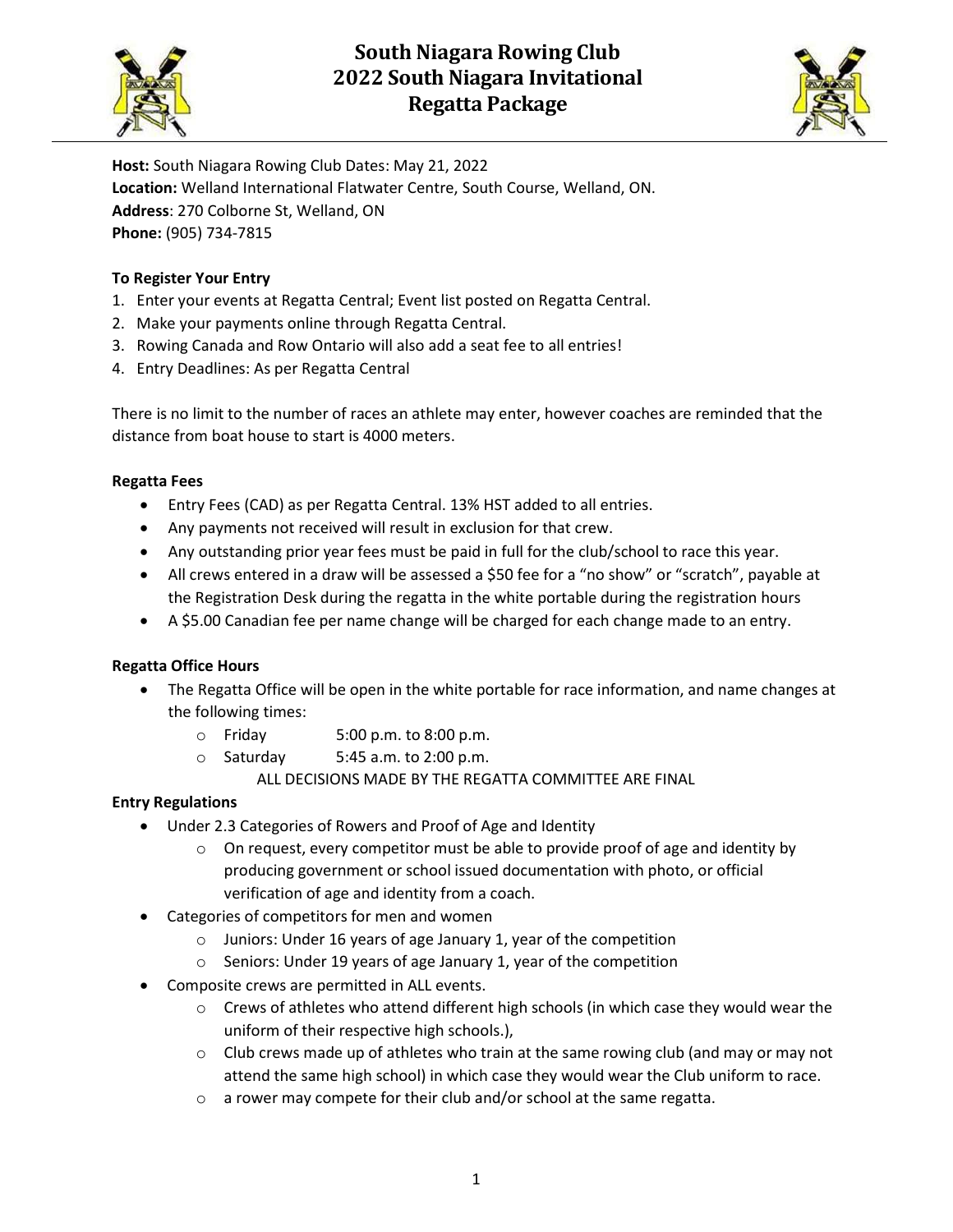# South Niagara Rowing Club
# 2022 South Niagara Invitational
# Regatta Package

**Host:** South Niagara Rowing Club Dates: May 21, 2022
**Location:** Welland International Flatwater Centre, South Course, Welland, ON.
**Address**: 270 Colborne St, Welland, ON
**Phone:** (905) 734-7815

**To Register Your Entry**

1. Enter your events at Regatta Central; Event list posted on Regatta Central.
2. Make your payments online through Regatta Central.
3. Rowing Canada and Row Ontario will also add a seat fee to all entries!
4. Entry Deadlines: As per Regatta Central

There is no limit to the number of races an athlete may enter, however coaches are reminded that the distance from boat house to start is 4000 meters.

**Regatta Fees**

- Entry Fees (CAD) as per Regatta Central. 13% HST added to all entries.
- Any payments not received will result in exclusion for that crew.
- Any outstanding prior year fees must be paid in full for the club/school to race this year.
- All crews entered in a draw will be assessed a $50 fee for a "no show" or "scratch", payable at the Registration Desk during the regatta in the white portable during the registration hours
- A $5.00 Canadian fee per name change will be charged for each change made to an entry.

**Regatta Office Hours**

- The Regatta Office will be open in the white portable for race information, and name changes at the following times:
  - Friday 5:00 p.m. to 8:00 p.m.
  - Saturday 5:45 a.m. to 2:00 p.m.

ALL DECISIONS MADE BY THE REGATTA COMMITTEE ARE FINAL

**Entry Regulations**

- Under 2.3 Categories of Rowers and Proof of Age and Identity
  - On request, every competitor must be able to provide proof of age and identity by producing government or school issued documentation with photo, or official verification of age and identity from a coach.
- Categories of competitors for men and women
  - Juniors: Under 16 years of age January 1, year of the competition
  - Seniors: Under 19 years of age January 1, year of the competition
- Composite crews are permitted in ALL events.
  - Crews of athletes who attend different high schools (in which case they would wear the uniform of their respective high schools.),
  - Club crews made up of athletes who train at the same rowing club (and may or may not attend the same high school) in which case they would wear the Club uniform to race.
  - a rower may compete for their club and/or school at the same regatta.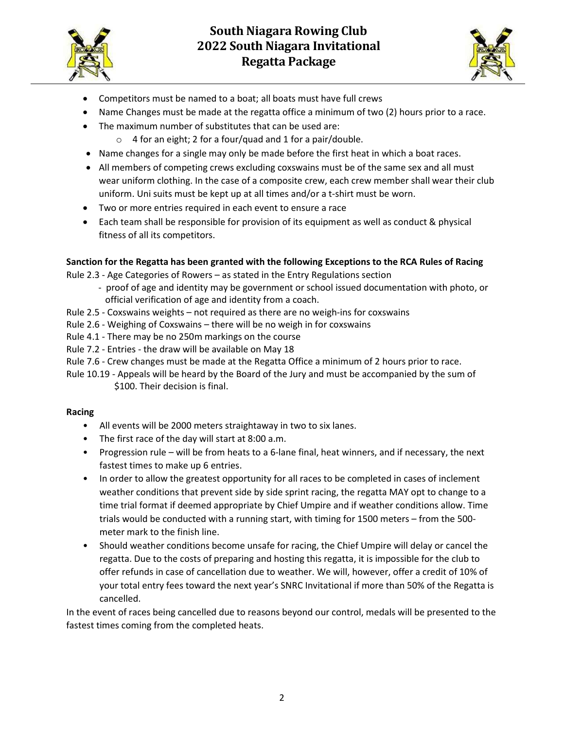- Competitors must be named to a boat; all boats must have full crews
- Name Changes must be made at the regatta office a minimum of two (2) hours prior to a race.
- The maximum number of substitutes that can be used are:
    - 4 for an eight; 2 for a four/quad and 1 for a pair/double.
- Name changes for a single may only be made before the first heat in which a boat races.
- All members of competing crews excluding coxswains must be of the same sex and all must wear uniform clothing. In the case of a composite crew, each crew member shall wear their club uniform. Uni suits must be kept up at all times and/or a t-shirt must be worn.
- Two or more entries required in each event to ensure a race
- Each team shall be responsible for provision of its equipment as well as conduct & physical fitness of all its competitors.

**Sanction for the Regatta has been granted with the following Exceptions to the RCA Rules of Racing**

Rule 2.3 - Age Categories of Rowers – as stated in the Entry Regulations section
- proof of age and identity may be government or school issued documentation with photo, or official verification of age and identity from a coach.

Rule 2.5 - Coxswains weights – not required as there are no weigh-ins for coxswains

Rule 2.6 - Weighing of Coxswains – there will be no weigh in for coxswains

Rule 4.1 - There may be no 250m markings on the course

Rule 7.2 - Entries - the draw will be available on May 18

Rule 7.6 - Crew changes must be made at the Regatta Office a minimum of 2 hours prior to race.

Rule 10.19 - Appeals will be heard by the Board of the Jury and must be accompanied by the sum of \$100. Their decision is final.

**Racing**

- All events will be 2000 meters straightaway in two to six lanes.
- The first race of the day will start at 8:00 a.m.
- Progression rule – will be from heats to a 6-lane final, heat winners, and if necessary, the next fastest times to make up 6 entries.
- In order to allow the greatest opportunity for all races to be completed in cases of inclement weather conditions that prevent side by side sprint racing, the regatta MAY opt to change to a time trial format if deemed appropriate by Chief Umpire and if weather conditions allow. Time trials would be conducted with a running start, with timing for 1500 meters – from the 500-meter mark to the finish line.
- Should weather conditions become unsafe for racing, the Chief Umpire will delay or cancel the regatta. Due to the costs of preparing and hosting this regatta, it is impossible for the club to offer refunds in case of cancellation due to weather. We will, however, offer a credit of 10% of your total entry fees toward the next year's SNRC Invitational if more than 50% of the Regatta is cancelled.

In the event of races being cancelled due to reasons beyond our control, medals will be presented to the fastest times coming from the completed heats.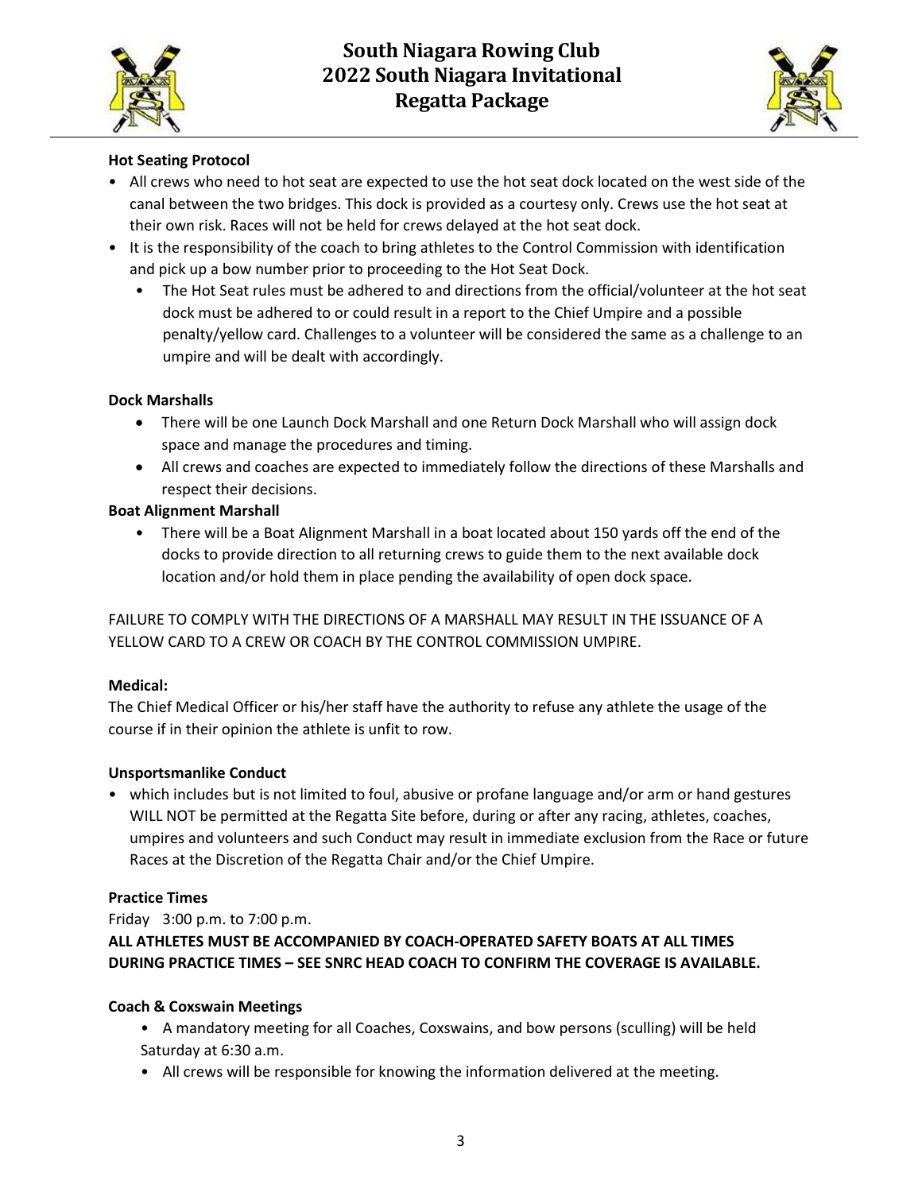**Hot Seating Protocol**

- All crews who need to hot seat are expected to use the hot seat dock located on the west side of the canal between the two bridges. This dock is provided as a courtesy only. Crews use the hot seat at their own risk. Races will not be held for crews delayed at the hot seat dock.
- It is the responsibility of the coach to bring athletes to the Control Commission with identification and pick up a bow number prior to proceeding to the Hot Seat Dock.
  - The Hot Seat rules must be adhered to and directions from the official/volunteer at the hot seat dock must be adhered to or could result in a report to the Chief Umpire and a possible penalty/yellow card. Challenges to a volunteer will be considered the same as a challenge to an umpire and will be dealt with accordingly.

**Dock Marshalls**

- There will be one Launch Dock Marshall and one Return Dock Marshall who will assign dock space and manage the procedures and timing.
- All crews and coaches are expected to immediately follow the directions of these Marshalls and respect their decisions.

**Boat Alignment Marshall**

- There will be a Boat Alignment Marshall in a boat located about 150 yards off the end of the docks to provide direction to all returning crews to guide them to the next available dock location and/or hold them in place pending the availability of open dock space.

FAILURE TO COMPLY WITH THE DIRECTIONS OF A MARSHALL MAY RESULT IN THE ISSUANCE OF A YELLOW CARD TO A CREW OR COACH BY THE CONTROL COMMISSION UMPIRE.

**Medical:**

The Chief Medical Officer or his/her staff have the authority to refuse any athlete the usage of the course if in their opinion the athlete is unfit to row.

**Unsportsmanlike Conduct**

- which includes but is not limited to foul, abusive or profane language and/or arm or hand gestures WILL NOT be permitted at the Regatta Site before, during or after any racing, athletes, coaches, umpires and volunteers and such Conduct may result in immediate exclusion from the Race or future Races at the Discretion of the Regatta Chair and/or the Chief Umpire.

**Practice Times**

Friday 3:00 p.m. to 7:00 p.m.

**ALL ATHLETES MUST BE ACCOMPANIED BY COACH-OPERATED SAFETY BOATS AT ALL TIMES DURING PRACTICE TIMES – SEE SNRC HEAD COACH TO CONFIRM THE COVERAGE IS AVAILABLE.**

**Coach & Coxswain Meetings**

- A mandatory meeting for all Coaches, Coxswains, and bow persons (sculling) will be held Saturday at 6:30 a.m.
- All crews will be responsible for knowing the information delivered at the meeting.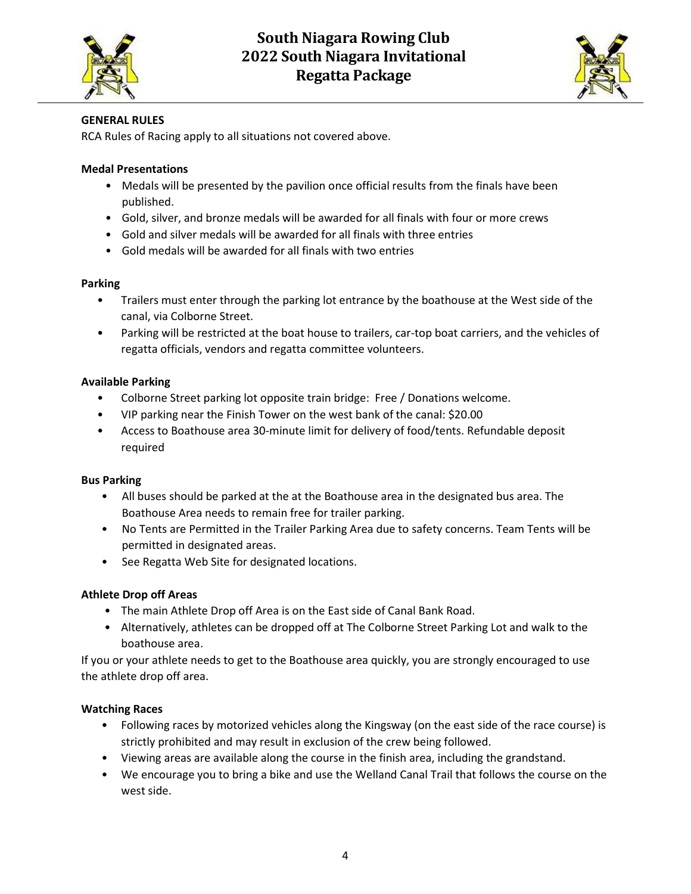**GENERAL RULES**

RCA Rules of Racing apply to all situations not covered above.

**Medal Presentations**

- Medals will be presented by the pavilion once official results from the finals have been published.
- Gold, silver, and bronze medals will be awarded for all finals with four or more crews
- Gold and silver medals will be awarded for all finals with three entries
- Gold medals will be awarded for all finals with two entries

**Parking**

- Trailers must enter through the parking lot entrance by the boathouse at the West side of the canal, via Colborne Street.
- Parking will be restricted at the boat house to trailers, car-top boat carriers, and the vehicles of regatta officials, vendors and regatta committee volunteers.

**Available Parking**

- Colborne Street parking lot opposite train bridge: Free / Donations welcome.
- VIP parking near the Finish Tower on the west bank of the canal: $20.00
- Access to Boathouse area 30-minute limit for delivery of food/tents. Refundable deposit required

**Bus Parking**

- All buses should be parked at the at the Boathouse area in the designated bus area. The Boathouse Area needs to remain free for trailer parking.
- No Tents are Permitted in the Trailer Parking Area due to safety concerns. Team Tents will be permitted in designated areas.
- See Regatta Web Site for designated locations.

**Athlete Drop off Areas**

- The main Athlete Drop off Area is on the East side of Canal Bank Road.
- Alternatively, athletes can be dropped off at The Colborne Street Parking Lot and walk to the boathouse area.

If you or your athlete needs to get to the Boathouse area quickly, you are strongly encouraged to use the athlete drop off area.

**Watching Races**

- Following races by motorized vehicles along the Kingsway (on the east side of the race course) is strictly prohibited and may result in exclusion of the crew being followed.
- Viewing areas are available along the course in the finish area, including the grandstand.
- We encourage you to bring a bike and use the Welland Canal Trail that follows the course on the west side.